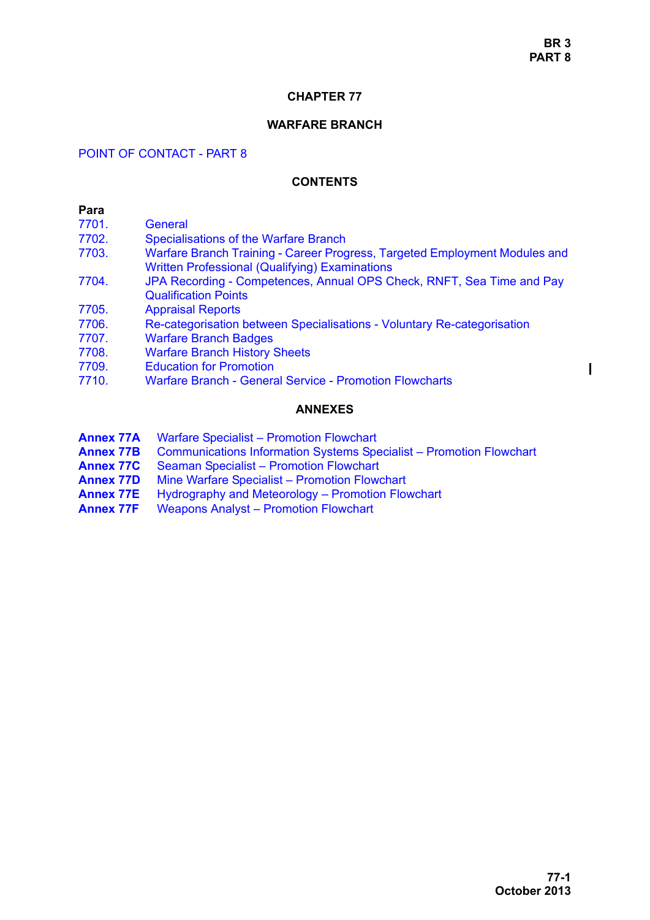# CHAPTER 77

## WARFARE BRANCH

POINT OF CONTACT - PART 8

## CONTENTS

**Para**

| | |
|---|---|
| 7701. | General |
| 7702. | Specialisations of the Warfare Branch |
| 7703. | Warfare Branch Training - Career Progress, Targeted Employment Modules and Written Professional (Qualifying) Examinations |
| 7704. | JPA Recording - Competences, Annual OPS Check, RNFT, Sea Time and Pay Qualification Points |
| 7705. | Appraisal Reports |
| 7706. | Re-categorisation between Specialisations - Voluntary Re-categorisation |
| 7707. | Warfare Branch Badges |
| 7708. | Warfare Branch History Sheets |
| 7709. | Education for Promotion |
| 7710. | Warfare Branch - General Service - Promotion Flowcharts |

## ANNEXES

| | |
|---|---|
| **Annex 77A** | Warfare Specialist – Promotion Flowchart |
| **Annex 77B** | Communications Information Systems Specialist – Promotion Flowchart |
| **Annex 77C** | Seaman Specialist – Promotion Flowchart |
| **Annex 77D** | Mine Warfare Specialist – Promotion Flowchart |
| **Annex 77E** | Hydrography and Meteorology – Promotion Flowchart |
| **Annex 77F** | Weapons Analyst – Promotion Flowchart |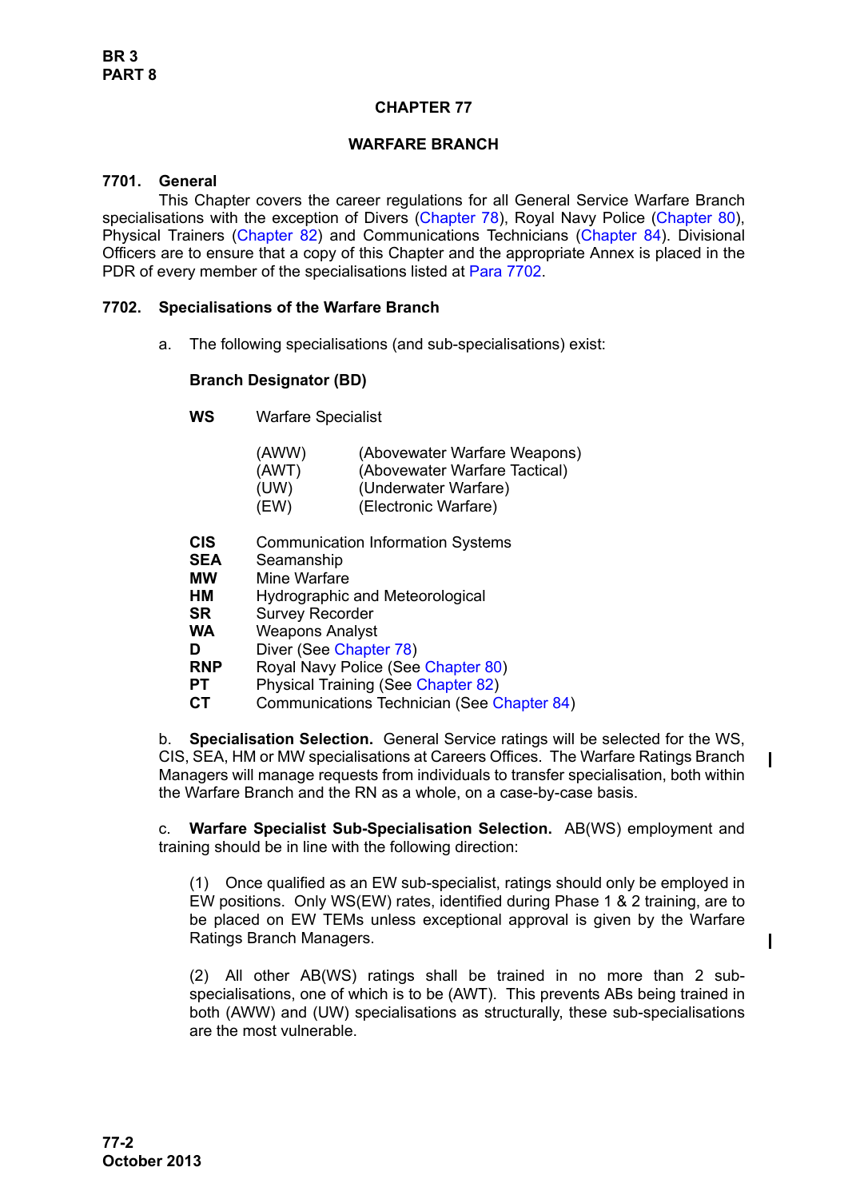## CHAPTER 77

## WARFARE BRANCH

### 7701. General

This Chapter covers the career regulations for all General Service Warfare Branch specialisations with the exception of Divers (Chapter 78), Royal Navy Police (Chapter 80), Physical Trainers (Chapter 82) and Communications Technicians (Chapter 84). Divisional Officers are to ensure that a copy of this Chapter and the appropriate Annex is placed in the PDR of every member of the specialisations listed at Para 7702.

### 7702. Specialisations of the Warfare Branch

a. The following specialisations (and sub-specialisations) exist:

**Branch Designator (BD)**

**WS** Warfare Specialist

- (AWW) (Abovewater Warfare Weapons)
- (AWT) (Abovewater Warfare Tactical)
- (UW) (Underwater Warfare)
- (EW) (Electronic Warfare)

| | |
|---|---|
| **CIS** | Communication Information Systems |
| **SEA** | Seamanship |
| **MW** | Mine Warfare |
| **HM** | Hydrographic and Meteorological |
| **SR** | Survey Recorder |
| **WA** | Weapons Analyst |
| **D** | Diver (See Chapter 78) |
| **RNP** | Royal Navy Police (See Chapter 80) |
| **PT** | Physical Training (See Chapter 82) |
| **CT** | Communications Technician (See Chapter 84) |

b. **Specialisation Selection.** General Service ratings will be selected for the WS, CIS, SEA, HM or MW specialisations at Careers Offices. The Warfare Ratings Branch Managers will manage requests from individuals to transfer specialisation, both within the Warfare Branch and the RN as a whole, on a case-by-case basis.

c. **Warfare Specialist Sub-Specialisation Selection.** AB(WS) employment and training should be in line with the following direction:

(1) Once qualified as an EW sub-specialist, ratings should only be employed in EW positions. Only WS(EW) rates, identified during Phase 1 & 2 training, are to be placed on EW TEMs unless exceptional approval is given by the Warfare Ratings Branch Managers.

(2) All other AB(WS) ratings shall be trained in no more than 2 sub-specialisations, one of which is to be (AWT). This prevents ABs being trained in both (AWW) and (UW) specialisations as structurally, these sub-specialisations are the most vulnerable.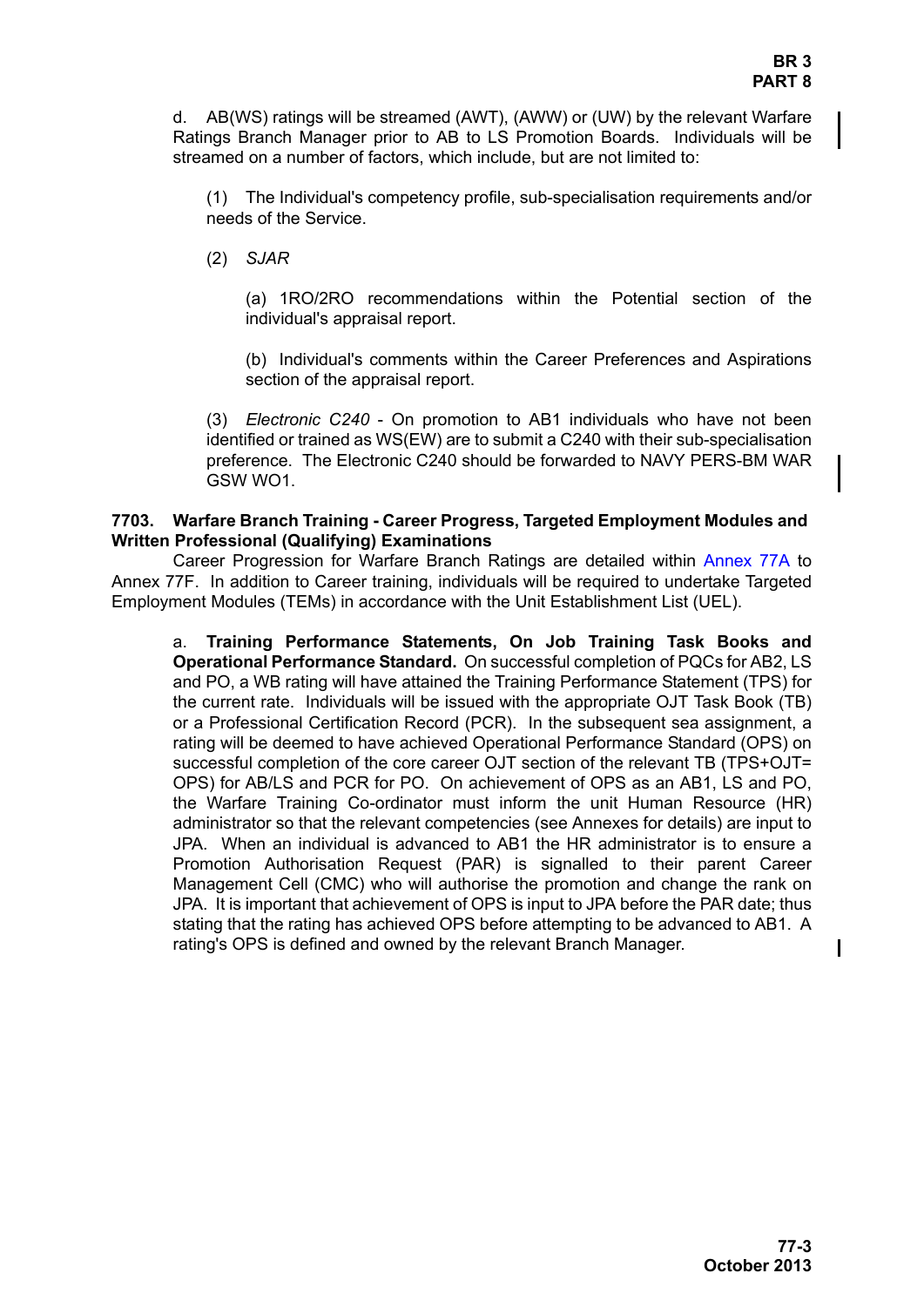d. AB(WS) ratings will be streamed (AWT), (AWW) or (UW) by the relevant Warfare Ratings Branch Manager prior to AB to LS Promotion Boards. Individuals will be streamed on a number of factors, which include, but are not limited to:

(1) The Individual's competency profile, sub-specialisation requirements and/or needs of the Service.

(2) *SJAR*

(a) 1RO/2RO recommendations within the Potential section of the individual's appraisal report.

(b) Individual's comments within the Career Preferences and Aspirations section of the appraisal report.

(3) *Electronic C240* - On promotion to AB1 individuals who have not been identified or trained as WS(EW) are to submit a C240 with their sub-specialisation preference. The Electronic C240 should be forwarded to NAVY PERS-BM WAR GSW WO1.

**7703. Warfare Branch Training - Career Progress, Targeted Employment Modules and Written Professional (Qualifying) Examinations**

Career Progression for Warfare Branch Ratings are detailed within Annex 77A to Annex 77F. In addition to Career training, individuals will be required to undertake Targeted Employment Modules (TEMs) in accordance with the Unit Establishment List (UEL).

a. **Training Performance Statements, On Job Training Task Books and Operational Performance Standard.** On successful completion of PQCs for AB2, LS and PO, a WB rating will have attained the Training Performance Statement (TPS) for the current rate. Individuals will be issued with the appropriate OJT Task Book (TB) or a Professional Certification Record (PCR). In the subsequent sea assignment, a rating will be deemed to have achieved Operational Performance Standard (OPS) on successful completion of the core career OJT section of the relevant TB (TPS+OJT= OPS) for AB/LS and PCR for PO. On achievement of OPS as an AB1, LS and PO, the Warfare Training Co-ordinator must inform the unit Human Resource (HR) administrator so that the relevant competencies (see Annexes for details) are input to JPA. When an individual is advanced to AB1 the HR administrator is to ensure a Promotion Authorisation Request (PAR) is signalled to their parent Career Management Cell (CMC) who will authorise the promotion and change the rank on JPA. It is important that achievement of OPS is input to JPA before the PAR date; thus stating that the rating has achieved OPS before attempting to be advanced to AB1. A rating's OPS is defined and owned by the relevant Branch Manager.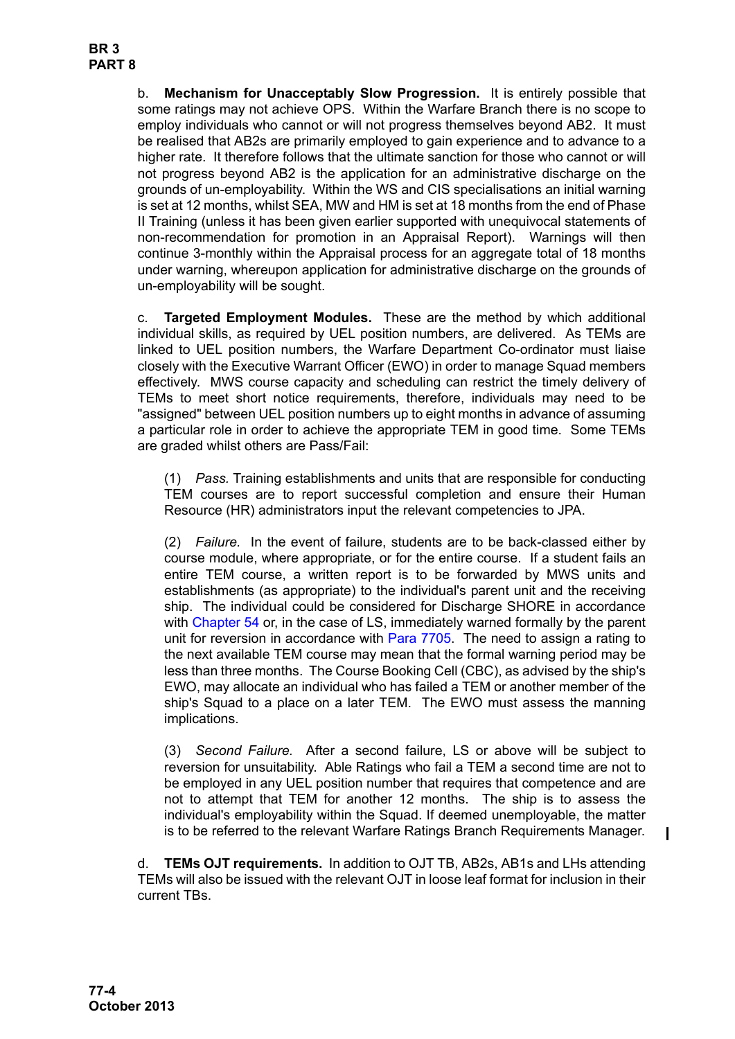b. **Mechanism for Unacceptably Slow Progression.** It is entirely possible that some ratings may not achieve OPS. Within the Warfare Branch there is no scope to employ individuals who cannot or will not progress themselves beyond AB2. It must be realised that AB2s are primarily employed to gain experience and to advance to a higher rate. It therefore follows that the ultimate sanction for those who cannot or will not progress beyond AB2 is the application for an administrative discharge on the grounds of un-employability. Within the WS and CIS specialisations an initial warning is set at 12 months, whilst SEA, MW and HM is set at 18 months from the end of Phase II Training (unless it has been given earlier supported with unequivocal statements of non-recommendation for promotion in an Appraisal Report). Warnings will then continue 3-monthly within the Appraisal process for an aggregate total of 18 months under warning, whereupon application for administrative discharge on the grounds of un-employability will be sought.

c. **Targeted Employment Modules.** These are the method by which additional individual skills, as required by UEL position numbers, are delivered. As TEMs are linked to UEL position numbers, the Warfare Department Co-ordinator must liaise closely with the Executive Warrant Officer (EWO) in order to manage Squad members effectively. MWS course capacity and scheduling can restrict the timely delivery of TEMs to meet short notice requirements, therefore, individuals may need to be "assigned" between UEL position numbers up to eight months in advance of assuming a particular role in order to achieve the appropriate TEM in good time. Some TEMs are graded whilst others are Pass/Fail:

(1) *Pass.* Training establishments and units that are responsible for conducting TEM courses are to report successful completion and ensure their Human Resource (HR) administrators input the relevant competencies to JPA.

(2) *Failure.* In the event of failure, students are to be back-classed either by course module, where appropriate, or for the entire course. If a student fails an entire TEM course, a written report is to be forwarded by MWS units and establishments (as appropriate) to the individual's parent unit and the receiving ship. The individual could be considered for Discharge SHORE in accordance with Chapter 54 or, in the case of LS, immediately warned formally by the parent unit for reversion in accordance with Para 7705. The need to assign a rating to the next available TEM course may mean that the formal warning period may be less than three months. The Course Booking Cell (CBC), as advised by the ship's EWO, may allocate an individual who has failed a TEM or another member of the ship's Squad to a place on a later TEM. The EWO must assess the manning implications.

(3) *Second Failure.* After a second failure, LS or above will be subject to reversion for unsuitability. Able Ratings who fail a TEM a second time are not to be employed in any UEL position number that requires that competence and are not to attempt that TEM for another 12 months. The ship is to assess the individual's employability within the Squad. If deemed unemployable, the matter is to be referred to the relevant Warfare Ratings Branch Requirements Manager.

d. **TEMs OJT requirements.** In addition to OJT TB, AB2s, AB1s and LHs attending TEMs will also be issued with the relevant OJT in loose leaf format for inclusion in their current TBs.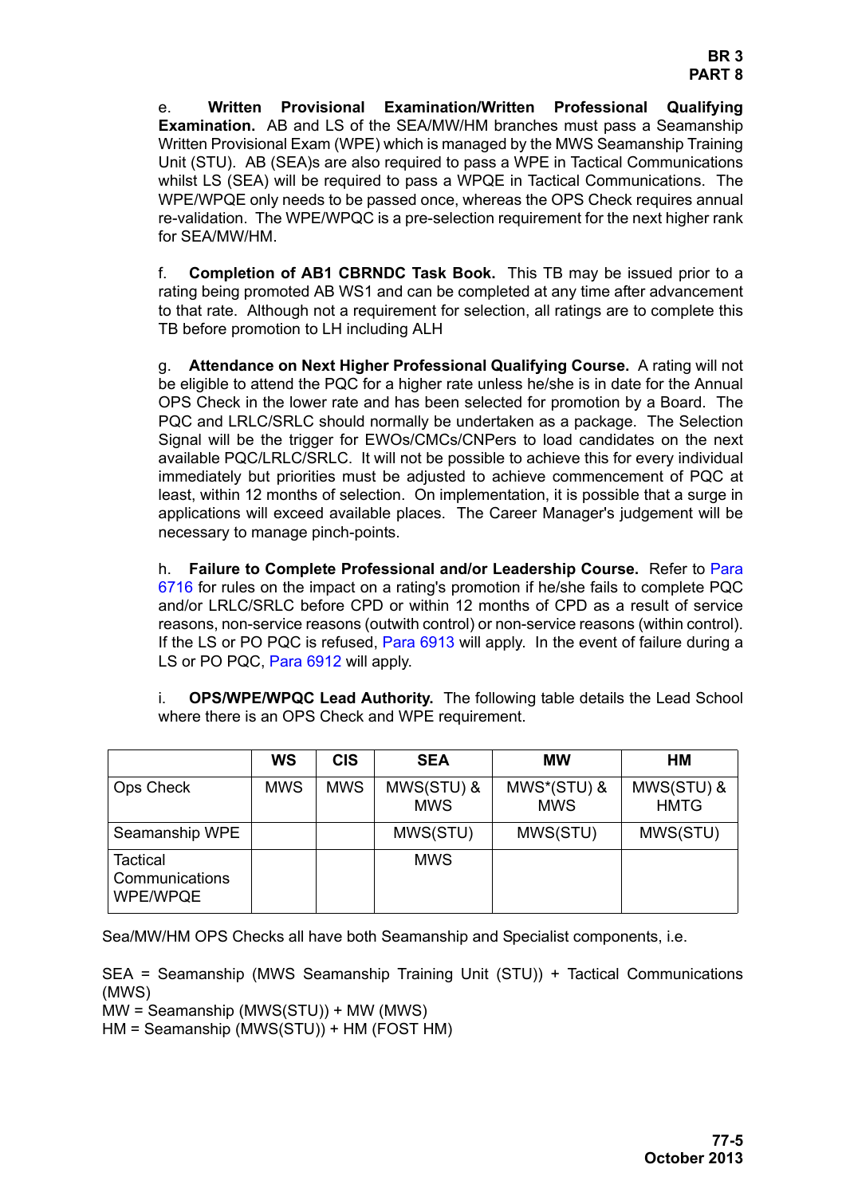e. **Written Provisional Examination/Written Professional Qualifying Examination.** AB and LS of the SEA/MW/HM branches must pass a Seamanship Written Provisional Exam (WPE) which is managed by the MWS Seamanship Training Unit (STU). AB (SEA)s are also required to pass a WPE in Tactical Communications whilst LS (SEA) will be required to pass a WPQE in Tactical Communications. The WPE/WPQE only needs to be passed once, whereas the OPS Check requires annual re-validation. The WPE/WPQC is a pre-selection requirement for the next higher rank for SEA/MW/HM.

f. **Completion of AB1 CBRNDC Task Book.** This TB may be issued prior to a rating being promoted AB WS1 and can be completed at any time after advancement to that rate. Although not a requirement for selection, all ratings are to complete this TB before promotion to LH including ALH

g. **Attendance on Next Higher Professional Qualifying Course.** A rating will not be eligible to attend the PQC for a higher rate unless he/she is in date for the Annual OPS Check in the lower rate and has been selected for promotion by a Board. The PQC and LRLC/SRLC should normally be undertaken as a package. The Selection Signal will be the trigger for EWOs/CMCs/CNPers to load candidates on the next available PQC/LRLC/SRLC. It will not be possible to achieve this for every individual immediately but priorities must be adjusted to achieve commencement of PQC at least, within 12 months of selection. On implementation, it is possible that a surge in applications will exceed available places. The Career Manager's judgement will be necessary to manage pinch-points.

h. **Failure to Complete Professional and/or Leadership Course.** Refer to Para 6716 for rules on the impact on a rating's promotion if he/she fails to complete PQC and/or LRLC/SRLC before CPD or within 12 months of CPD as a result of service reasons, non-service reasons (outwith control) or non-service reasons (within control). If the LS or PO PQC is refused, Para 6913 will apply. In the event of failure during a LS or PO PQC, Para 6912 will apply.

i. **OPS/WPE/WPQE Lead Authority.** The following table details the Lead School where there is an OPS Check and WPE requirement.

| | WS | CIS | SEA | MW | HM |
|---|---|---|---|---|---|
| Ops Check | MWS | MWS | MWS(STU) & MWS | MWS*(STU) & MWS | MWS(STU) & HMTG |
| Seamanship WPE | | | MWS(STU) | MWS(STU) | MWS(STU) |
| Tactical Communications WPE/WPQE | | | MWS | | |

Sea/MW/HM OPS Checks all have both Seamanship and Specialist components, i.e.

SEA = Seamanship (MWS Seamanship Training Unit (STU)) + Tactical Communications (MWS)
MW = Seamanship (MWS(STU)) + MW (MWS)
HM = Seamanship (MWS(STU)) + HM (FOST HM)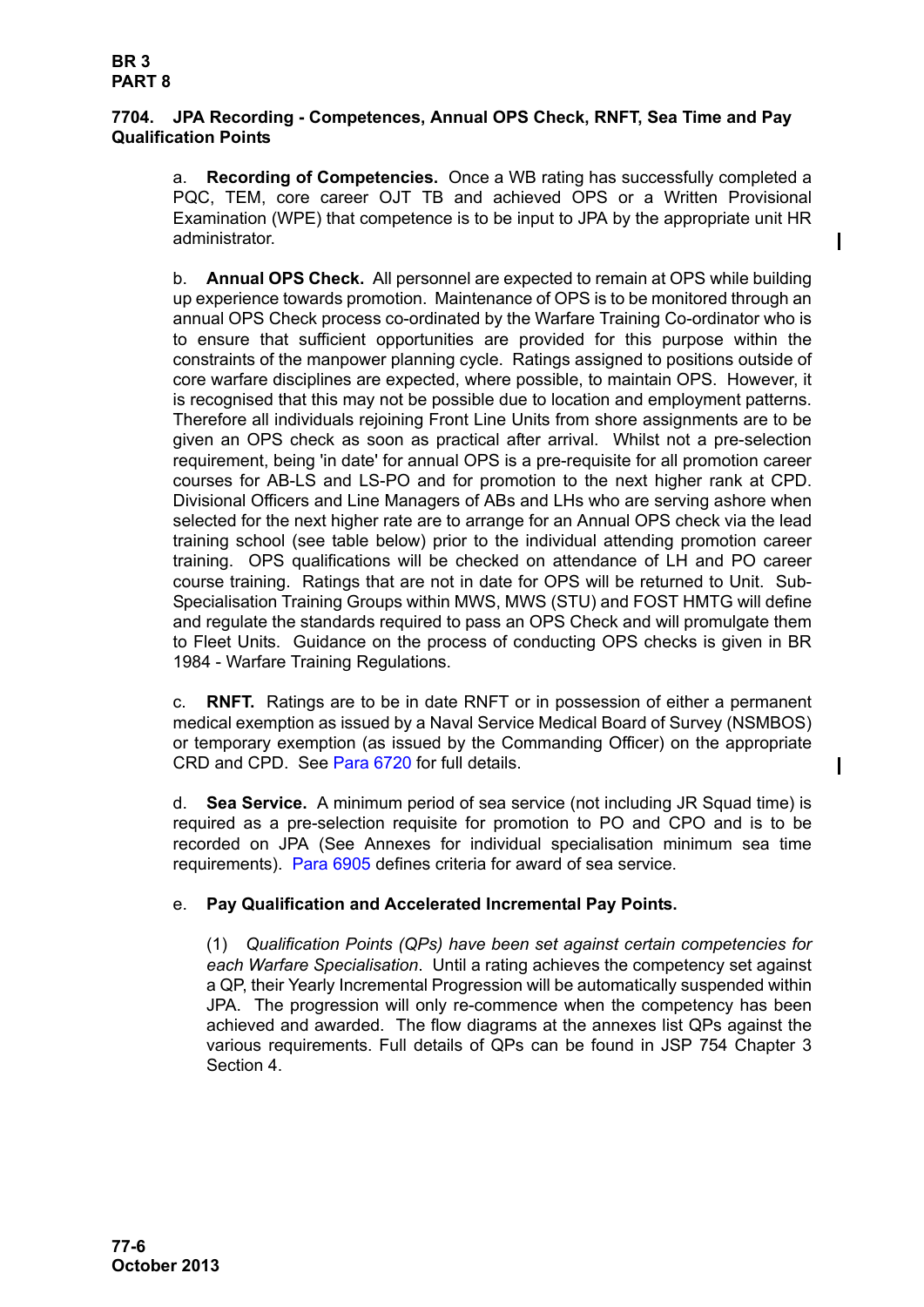#### 7704. JPA Recording - Competences, Annual OPS Check, RNFT, Sea Time and Pay Qualification Points

a. **Recording of Competencies.** Once a WB rating has successfully completed a PQC, TEM, core career OJT TB and achieved OPS or a Written Provisional Examination (WPE) that competence is to be input to JPA by the appropriate unit HR administrator.

b. **Annual OPS Check.** All personnel are expected to remain at OPS while building up experience towards promotion. Maintenance of OPS is to be monitored through an annual OPS Check process co-ordinated by the Warfare Training Co-ordinator who is to ensure that sufficient opportunities are provided for this purpose within the constraints of the manpower planning cycle. Ratings assigned to positions outside of core warfare disciplines are expected, where possible, to maintain OPS. However, it is recognised that this may not be possible due to location and employment patterns. Therefore all individuals rejoining Front Line Units from shore assignments are to be given an OPS check as soon as practical after arrival. Whilst not a pre-selection requirement, being 'in date' for annual OPS is a pre-requisite for all promotion career courses for AB-LS and LS-PO and for promotion to the next higher rank at CPD. Divisional Officers and Line Managers of ABs and LHs who are serving ashore when selected for the next higher rate are to arrange for an Annual OPS check via the lead training school (see table below) prior to the individual attending promotion career training. OPS qualifications will be checked on attendance of LH and PO career course training. Ratings that are not in date for OPS will be returned to Unit. Sub-Specialisation Training Groups within MWS, MWS (STU) and FOST HMTG will define and regulate the standards required to pass an OPS Check and will promulgate them to Fleet Units. Guidance on the process of conducting OPS checks is given in BR 1984 - Warfare Training Regulations.

c. **RNFT.** Ratings are to be in date RNFT or in possession of either a permanent medical exemption as issued by a Naval Service Medical Board of Survey (NSMBOS) or temporary exemption (as issued by the Commanding Officer) on the appropriate CRD and CPD. See Para 6720 for full details.

d. **Sea Service.** A minimum period of sea service (not including JR Squad time) is required as a pre-selection requisite for promotion to PO and CPO and is to be recorded on JPA (See Annexes for individual specialisation minimum sea time requirements). Para 6905 defines criteria for award of sea service.

e. **Pay Qualification and Accelerated Incremental Pay Points.**

(1) *Qualification Points (QPs) have been set against certain competencies for each Warfare Specialisation*. Until a rating achieves the competency set against a QP, their Yearly Incremental Progression will be automatically suspended within JPA. The progression will only re-commence when the competency has been achieved and awarded. The flow diagrams at the annexes list QPs against the various requirements. Full details of QPs can be found in JSP 754 Chapter 3 Section 4.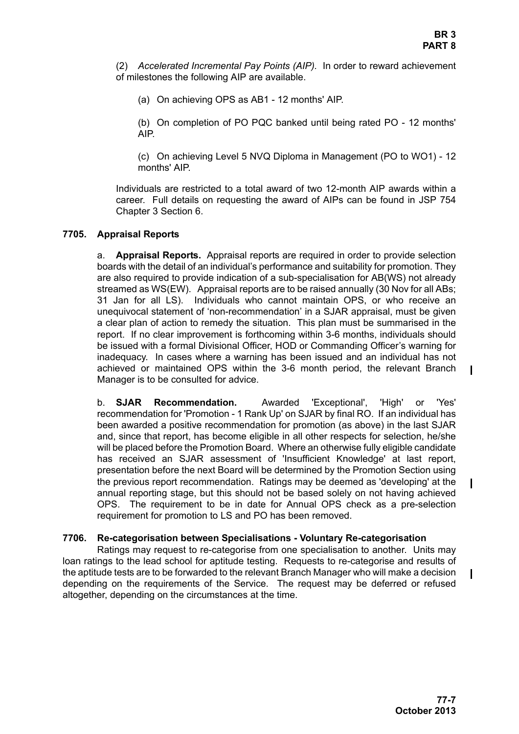(2) *Accelerated Incremental Pay Points (AIP).* In order to reward achievement of milestones the following AIP are available.

(a) On achieving OPS as AB1 - 12 months' AIP.

(b) On completion of PO PQC banked until being rated PO - 12 months' AIP.

(c) On achieving Level 5 NVQ Diploma in Management (PO to WO1) - 12 months' AIP.

Individuals are restricted to a total award of two 12-month AIP awards within a career. Full details on requesting the award of AIPs can be found in JSP 754 Chapter 3 Section 6.

**7705. Appraisal Reports**

a. **Appraisal Reports.** Appraisal reports are required in order to provide selection boards with the detail of an individual's performance and suitability for promotion. They are also required to provide indication of a sub-specialisation for AB(WS) not already streamed as WS(EW). Appraisal reports are to be raised annually (30 Nov for all ABs; 31 Jan for all LS). Individuals who cannot maintain OPS, or who receive an unequivocal statement of 'non-recommendation' in a SJAR appraisal, must be given a clear plan of action to remedy the situation. This plan must be summarised in the report. If no clear improvement is forthcoming within 3-6 months, individuals should be issued with a formal Divisional Officer, HOD or Commanding Officer's warning for inadequacy. In cases where a warning has been issued and an individual has not achieved or maintained OPS within the 3-6 month period, the relevant Branch Manager is to be consulted for advice.

b. **SJAR Recommendation.** Awarded 'Exceptional', 'High' or 'Yes' recommendation for 'Promotion - 1 Rank Up' on SJAR by final RO. If an individual has been awarded a positive recommendation for promotion (as above) in the last SJAR and, since that report, has become eligible in all other respects for selection, he/she will be placed before the Promotion Board. Where an otherwise fully eligible candidate has received an SJAR assessment of 'Insufficient Knowledge' at last report, presentation before the next Board will be determined by the Promotion Section using the previous report recommendation. Ratings may be deemed as 'developing' at the annual reporting stage, but this should not be based solely on not having achieved OPS. The requirement to be in date for Annual OPS check as a pre-selection requirement for promotion to LS and PO has been removed.

**7706. Re-categorisation between Specialisations - Voluntary Re-categorisation**

Ratings may request to re-categorise from one specialisation to another. Units may loan ratings to the lead school for aptitude testing. Requests to re-categorise and results of the aptitude tests are to be forwarded to the relevant Branch Manager who will make a decision depending on the requirements of the Service. The request may be deferred or refused altogether, depending on the circumstances at the time.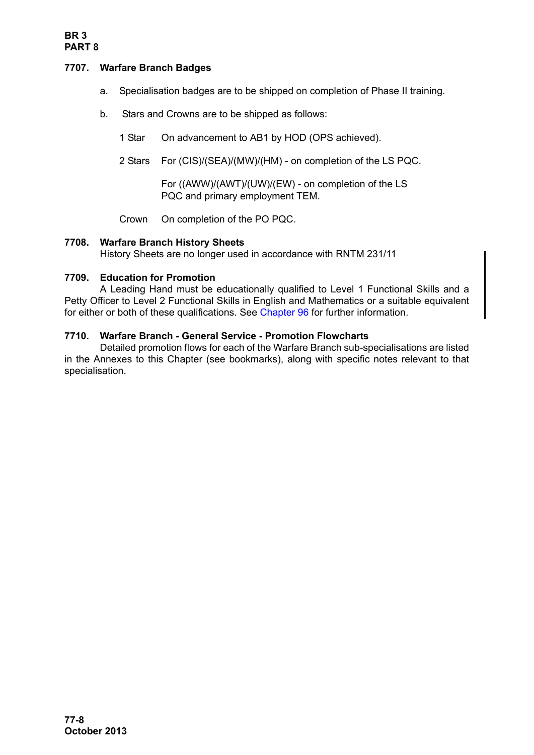### 7707. Warfare Branch Badges

a. Specialisation badges are to be shipped on completion of Phase II training.

b. Stars and Crowns are to be shipped as follows:

| | |
|---|---|
| 1 Star | On advancement to AB1 by HOD (OPS achieved). |
| 2 Stars | For (CIS)/(SEA)/(MW)/(HM) - on completion of the LS PQC. |
| | For ((AWW)/(AWT)/(UW)/(EW) - on completion of the LS PQC and primary employment TEM. |
| Crown | On completion of the PO PQC. |

### 7708. Warfare Branch History Sheets

History Sheets are no longer used in accordance with RNTM 231/11

### 7709. Education for Promotion

A Leading Hand must be educationally qualified to Level 1 Functional Skills and a Petty Officer to Level 2 Functional Skills in English and Mathematics or a suitable equivalent for either or both of these qualifications. See Chapter 96 for further information.

### 7710. Warfare Branch - General Service - Promotion Flowcharts

Detailed promotion flows for each of the Warfare Branch sub-specialisations are listed in the Annexes to this Chapter (see bookmarks), along with specific notes relevant to that specialisation.